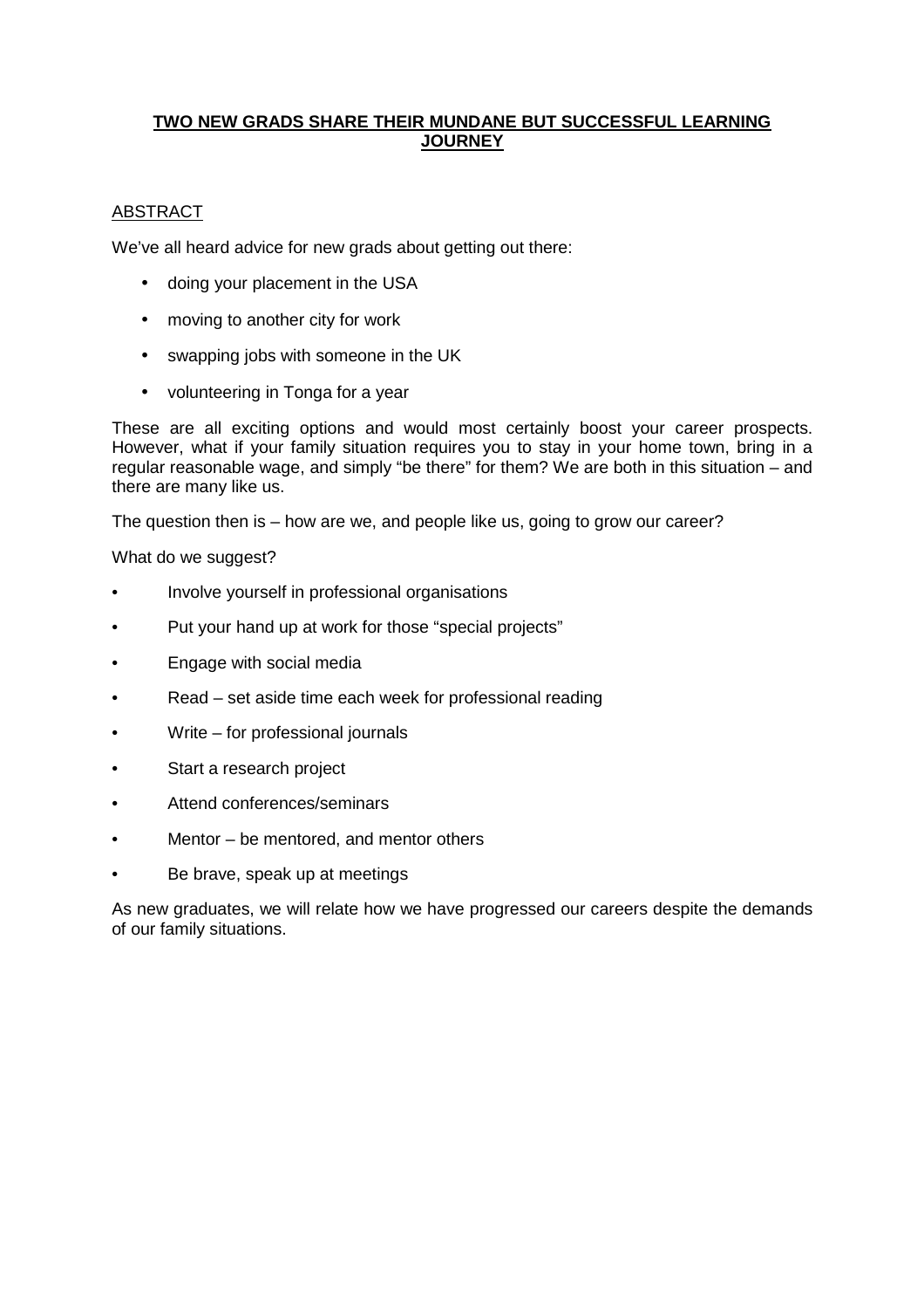# TWO NEW GRADS SHARE THEIR MUNDANE BUT SUCCESSFUL LEARNING JOURNEY

## ABSTRACT

We've all heard advice for new grads about getting out there:

- doing your placement in the USA
- moving to another city for work
- swapping jobs with someone in the UK
- volunteering in Tonga for a year

These are all exciting options and would most certainly boost your career prospects. However, what if your family situation requires you to stay in your home town, bring in a regular reasonable wage, and simply "be there" for them? We are both in this situation – and there are many like us.

The question then is – how are we, and people like us, going to grow our career?

What do we suggest?

- Involve yourself in professional organisations
- Put your hand up at work for those "special projects"
- Engage with social media
- Read – set aside time each week for professional reading
- Write – for professional journals
- Start a research project
- Attend conferences/seminars
- Mentor – be mentored, and mentor others
- Be brave, speak up at meetings

As new graduates, we will relate how we have progressed our careers despite the demands of our family situations.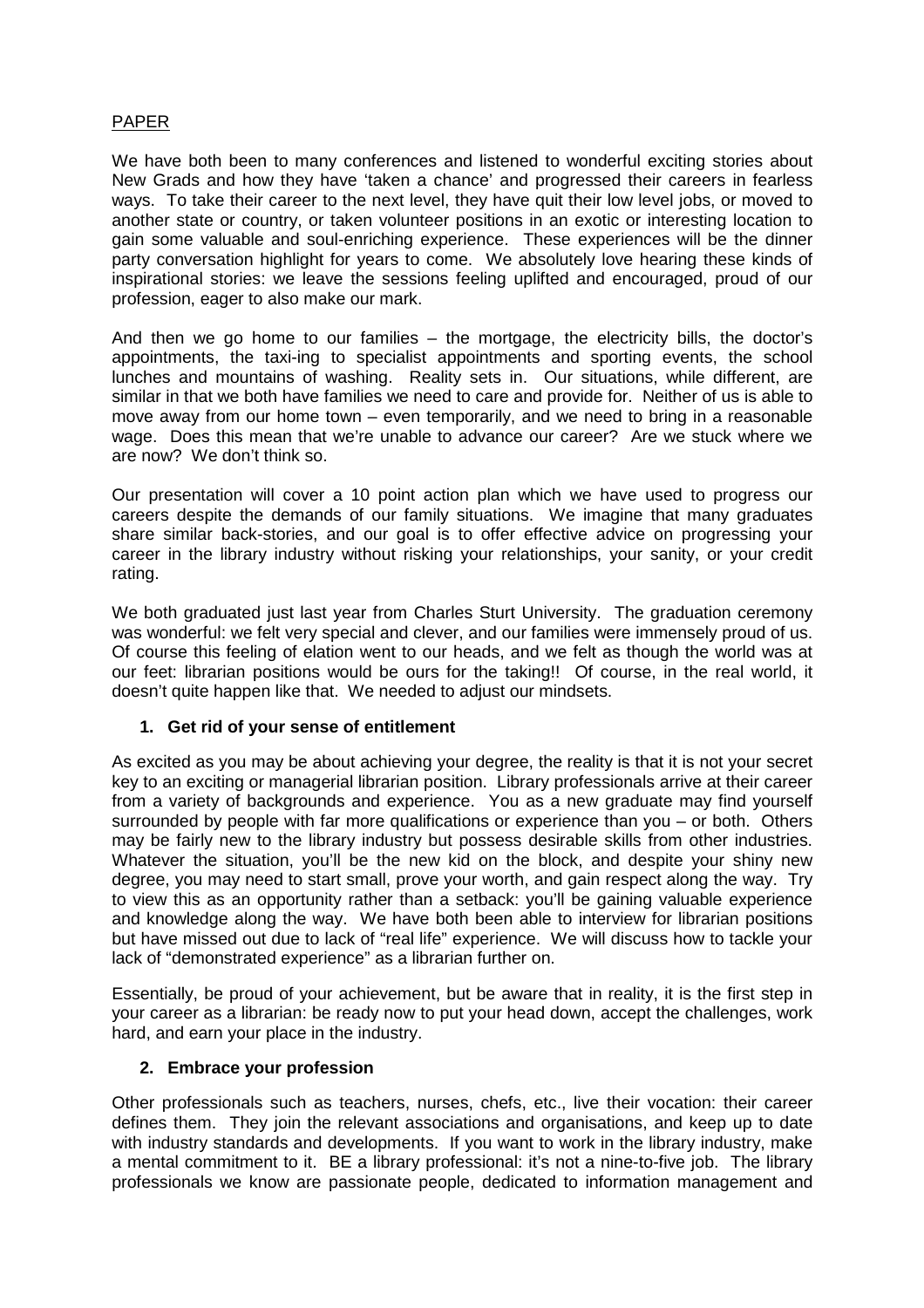## PAPER

We have both been to many conferences and listened to wonderful exciting stories about New Grads and how they have 'taken a chance' and progressed their careers in fearless ways. To take their career to the next level, they have quit their low level jobs, or moved to another state or country, or taken volunteer positions in an exotic or interesting location to gain some valuable and soul-enriching experience. These experiences will be the dinner party conversation highlight for years to come. We absolutely love hearing these kinds of inspirational stories: we leave the sessions feeling uplifted and encouraged, proud of our profession, eager to also make our mark.

And then we go home to our families – the mortgage, the electricity bills, the doctor's appointments, the taxi-ing to specialist appointments and sporting events, the school lunches and mountains of washing. Reality sets in. Our situations, while different, are similar in that we both have families we need to care and provide for. Neither of us is able to move away from our home town – even temporarily, and we need to bring in a reasonable wage. Does this mean that we're unable to advance our career? Are we stuck where we are now? We don't think so.

Our presentation will cover a 10 point action plan which we have used to progress our careers despite the demands of our family situations. We imagine that many graduates share similar back-stories, and our goal is to offer effective advice on progressing your career in the library industry without risking your relationships, your sanity, or your credit rating.

We both graduated just last year from Charles Sturt University. The graduation ceremony was wonderful: we felt very special and clever, and our families were immensely proud of us. Of course this feeling of elation went to our heads, and we felt as though the world was at our feet: librarian positions would be ours for the taking!! Of course, in the real world, it doesn't quite happen like that. We needed to adjust our mindsets.

### 1. Get rid of your sense of entitlement

As excited as you may be about achieving your degree, the reality is that it is not your secret key to an exciting or managerial librarian position. Library professionals arrive at their career from a variety of backgrounds and experience. You as a new graduate may find yourself surrounded by people with far more qualifications or experience than you – or both. Others may be fairly new to the library industry but possess desirable skills from other industries. Whatever the situation, you'll be the new kid on the block, and despite your shiny new degree, you may need to start small, prove your worth, and gain respect along the way. Try to view this as an opportunity rather than a setback: you'll be gaining valuable experience and knowledge along the way. We have both been able to interview for librarian positions but have missed out due to lack of "real life" experience. We will discuss how to tackle your lack of "demonstrated experience" as a librarian further on.

Essentially, be proud of your achievement, but be aware that in reality, it is the first step in your career as a librarian: be ready now to put your head down, accept the challenges, work hard, and earn your place in the industry.

### 2. Embrace your profession

Other professionals such as teachers, nurses, chefs, etc., live their vocation: their career defines them. They join the relevant associations and organisations, and keep up to date with industry standards and developments. If you want to work in the library industry, make a mental commitment to it. BE a library professional: it's not a nine-to-five job. The library professionals we know are passionate people, dedicated to information management and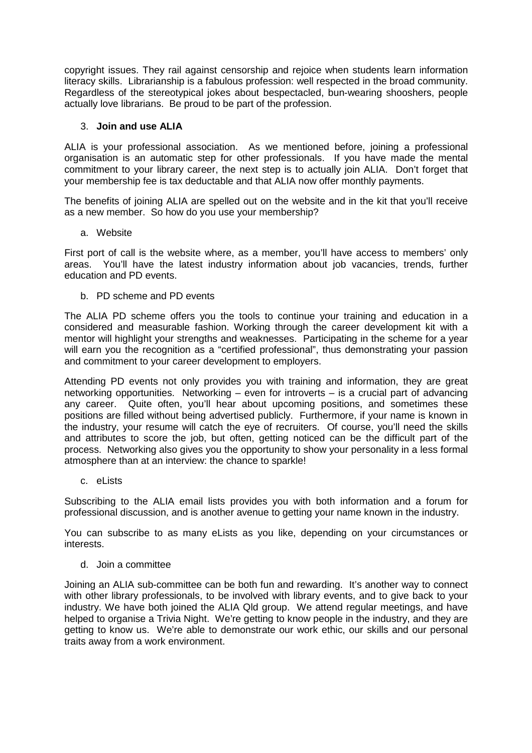copyright issues. They rail against censorship and rejoice when students learn information literacy skills. Librarianship is a fabulous profession: well respected in the broad community. Regardless of the stereotypical jokes about bespectacled, bun-wearing shooshers, people actually love librarians. Be proud to be part of the profession.

3. **Join and use ALIA**

ALIA is your professional association. As we mentioned before, joining a professional organisation is an automatic step for other professionals. If you have made the mental commitment to your library career, the next step is to actually join ALIA. Don't forget that your membership fee is tax deductable and that ALIA now offer monthly payments.

The benefits of joining ALIA are spelled out on the website and in the kit that you'll receive as a new member. So how do you use your membership?

a. Website

First port of call is the website where, as a member, you'll have access to members' only areas. You'll have the latest industry information about job vacancies, trends, further education and PD events.

b. PD scheme and PD events

The ALIA PD scheme offers you the tools to continue your training and education in a considered and measurable fashion. Working through the career development kit with a mentor will highlight your strengths and weaknesses. Participating in the scheme for a year will earn you the recognition as a "certified professional", thus demonstrating your passion and commitment to your career development to employers.

Attending PD events not only provides you with training and information, they are great networking opportunities. Networking – even for introverts – is a crucial part of advancing any career. Quite often, you'll hear about upcoming positions, and sometimes these positions are filled without being advertised publicly. Furthermore, if your name is known in the industry, your resume will catch the eye of recruiters. Of course, you'll need the skills and attributes to score the job, but often, getting noticed can be the difficult part of the process. Networking also gives you the opportunity to show your personality in a less formal atmosphere than at an interview: the chance to sparkle!

c. eLists

Subscribing to the ALIA email lists provides you with both information and a forum for professional discussion, and is another avenue to getting your name known in the industry.

You can subscribe to as many eLists as you like, depending on your circumstances or interests.

d. Join a committee

Joining an ALIA sub-committee can be both fun and rewarding. It's another way to connect with other library professionals, to be involved with library events, and to give back to your industry. We have both joined the ALIA Qld group. We attend regular meetings, and have helped to organise a Trivia Night. We're getting to know people in the industry, and they are getting to know us. We're able to demonstrate our work ethic, our skills and our personal traits away from a work environment.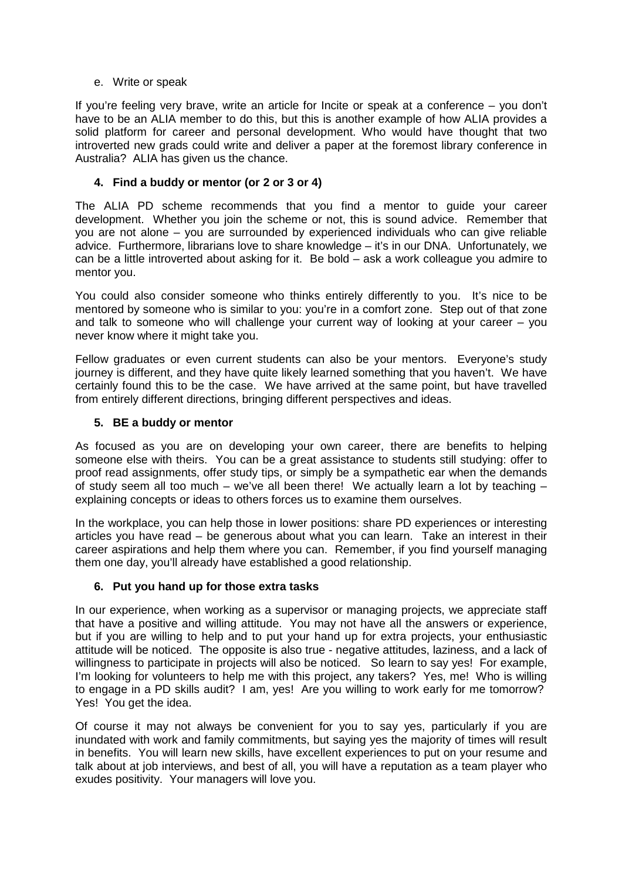e. Write or speak

If you're feeling very brave, write an article for Incite or speak at a conference – you don't have to be an ALIA member to do this, but this is another example of how ALIA provides a solid platform for career and personal development. Who would have thought that two introverted new grads could write and deliver a paper at the foremost library conference in Australia? ALIA has given us the chance.

### 4. Find a buddy or mentor (or 2 or 3 or 4)

The ALIA PD scheme recommends that you find a mentor to guide your career development. Whether you join the scheme or not, this is sound advice. Remember that you are not alone – you are surrounded by experienced individuals who can give reliable advice. Furthermore, librarians love to share knowledge – it's in our DNA. Unfortunately, we can be a little introverted about asking for it. Be bold – ask a work colleague you admire to mentor you.

You could also consider someone who thinks entirely differently to you. It's nice to be mentored by someone who is similar to you: you're in a comfort zone. Step out of that zone and talk to someone who will challenge your current way of looking at your career – you never know where it might take you.

Fellow graduates or even current students can also be your mentors. Everyone's study journey is different, and they have quite likely learned something that you haven't. We have certainly found this to be the case. We have arrived at the same point, but have travelled from entirely different directions, bringing different perspectives and ideas.

### 5. BE a buddy or mentor

As focused as you are on developing your own career, there are benefits to helping someone else with theirs. You can be a great assistance to students still studying: offer to proof read assignments, offer study tips, or simply be a sympathetic ear when the demands of study seem all too much – we've all been there! We actually learn a lot by teaching – explaining concepts or ideas to others forces us to examine them ourselves.

In the workplace, you can help those in lower positions: share PD experiences or interesting articles you have read – be generous about what you can learn. Take an interest in their career aspirations and help them where you can. Remember, if you find yourself managing them one day, you'll already have established a good relationship.

### 6. Put you hand up for those extra tasks

In our experience, when working as a supervisor or managing projects, we appreciate staff that have a positive and willing attitude. You may not have all the answers or experience, but if you are willing to help and to put your hand up for extra projects, your enthusiastic attitude will be noticed. The opposite is also true - negative attitudes, laziness, and a lack of willingness to participate in projects will also be noticed. So learn to say yes! For example, I'm looking for volunteers to help me with this project, any takers? Yes, me! Who is willing to engage in a PD skills audit? I am, yes! Are you willing to work early for me tomorrow? Yes! You get the idea.

Of course it may not always be convenient for you to say yes, particularly if you are inundated with work and family commitments, but saying yes the majority of times will result in benefits. You will learn new skills, have excellent experiences to put on your resume and talk about at job interviews, and best of all, you will have a reputation as a team player who exudes positivity. Your managers will love you.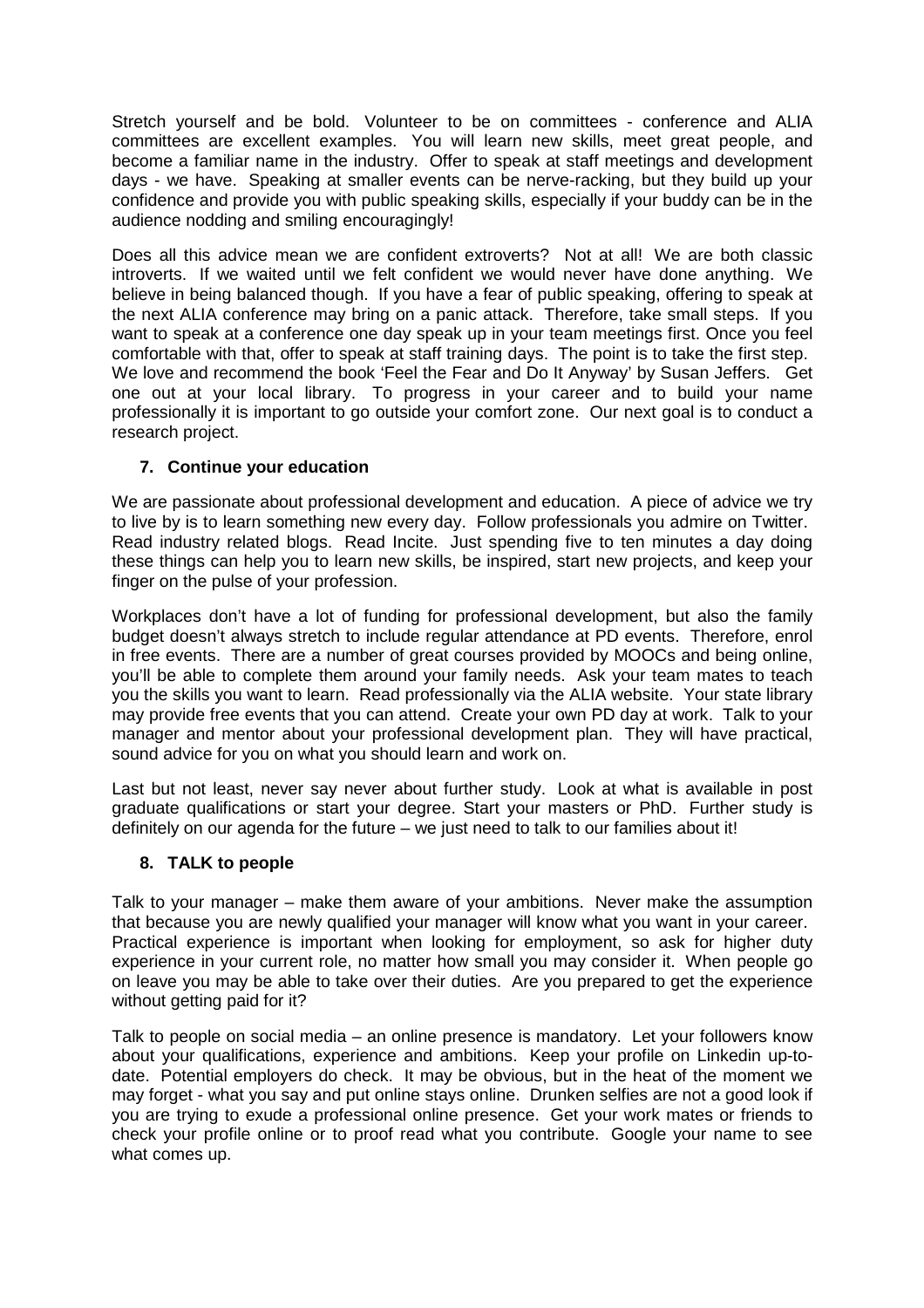Stretch yourself and be bold. Volunteer to be on committees - conference and ALIA committees are excellent examples. You will learn new skills, meet great people, and become a familiar name in the industry. Offer to speak at staff meetings and development days - we have. Speaking at smaller events can be nerve-racking, but they build up your confidence and provide you with public speaking skills, especially if your buddy can be in the audience nodding and smiling encouragingly!

Does all this advice mean we are confident extroverts? Not at all! We are both classic introverts. If we waited until we felt confident we would never have done anything. We believe in being balanced though. If you have a fear of public speaking, offering to speak at the next ALIA conference may bring on a panic attack. Therefore, take small steps. If you want to speak at a conference one day speak up in your team meetings first. Once you feel comfortable with that, offer to speak at staff training days. The point is to take the first step. We love and recommend the book 'Feel the Fear and Do It Anyway' by Susan Jeffers. Get one out at your local library. To progress in your career and to build your name professionally it is important to go outside your comfort zone. Our next goal is to conduct a research project.

### 7. Continue your education

We are passionate about professional development and education. A piece of advice we try to live by is to learn something new every day. Follow professionals you admire on Twitter. Read industry related blogs. Read Incite. Just spending five to ten minutes a day doing these things can help you to learn new skills, be inspired, start new projects, and keep your finger on the pulse of your profession.

Workplaces don't have a lot of funding for professional development, but also the family budget doesn't always stretch to include regular attendance at PD events. Therefore, enrol in free events. There are a number of great courses provided by MOOCs and being online, you'll be able to complete them around your family needs. Ask your team mates to teach you the skills you want to learn. Read professionally via the ALIA website. Your state library may provide free events that you can attend. Create your own PD day at work. Talk to your manager and mentor about your professional development plan. They will have practical, sound advice for you on what you should learn and work on.

Last but not least, never say never about further study. Look at what is available in post graduate qualifications or start your degree. Start your masters or PhD. Further study is definitely on our agenda for the future – we just need to talk to our families about it!

### 8. TALK to people

Talk to your manager – make them aware of your ambitions. Never make the assumption that because you are newly qualified your manager will know what you want in your career. Practical experience is important when looking for employment, so ask for higher duty experience in your current role, no matter how small you may consider it. When people go on leave you may be able to take over their duties. Are you prepared to get the experience without getting paid for it?

Talk to people on social media – an online presence is mandatory. Let your followers know about your qualifications, experience and ambitions. Keep your profile on Linkedin up-to-date. Potential employers do check. It may be obvious, but in the heat of the moment we may forget - what you say and put online stays online. Drunken selfies are not a good look if you are trying to exude a professional online presence. Get your work mates or friends to check your profile online or to proof read what you contribute. Google your name to see what comes up.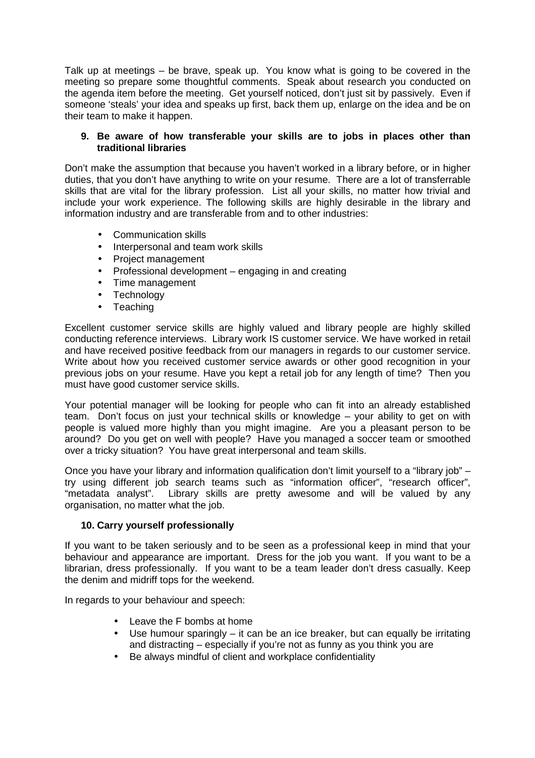Talk up at meetings – be brave, speak up. You know what is going to be covered in the meeting so prepare some thoughtful comments. Speak about research you conducted on the agenda item before the meeting. Get yourself noticed, don't just sit by passively. Even if someone 'steals' your idea and speaks up first, back them up, enlarge on the idea and be on their team to make it happen.

### 9. Be aware of how transferable your skills are to jobs in places other than traditional libraries

Don't make the assumption that because you haven't worked in a library before, or in higher duties, that you don't have anything to write on your resume. There are a lot of transferrable skills that are vital for the library profession. List all your skills, no matter how trivial and include your work experience. The following skills are highly desirable in the library and information industry and are transferable from and to other industries:

- Communication skills
- Interpersonal and team work skills
- Project management
- Professional development – engaging in and creating
- Time management
- Technology
- Teaching

Excellent customer service skills are highly valued and library people are highly skilled conducting reference interviews. Library work IS customer service. We have worked in retail and have received positive feedback from our managers in regards to our customer service. Write about how you received customer service awards or other good recognition in your previous jobs on your resume. Have you kept a retail job for any length of time? Then you must have good customer service skills.

Your potential manager will be looking for people who can fit into an already established team. Don't focus on just your technical skills or knowledge – your ability to get on with people is valued more highly than you might imagine. Are you a pleasant person to be around? Do you get on well with people? Have you managed a soccer team or smoothed over a tricky situation? You have great interpersonal and team skills.

Once you have your library and information qualification don't limit yourself to a "library job" – try using different job search teams such as "information officer", "research officer", "metadata analyst". Library skills are pretty awesome and will be valued by any organisation, no matter what the job.

### 10. Carry yourself professionally

If you want to be taken seriously and to be seen as a professional keep in mind that your behaviour and appearance are important. Dress for the job you want. If you want to be a librarian, dress professionally. If you want to be a team leader don't dress casually. Keep the denim and midriff tops for the weekend.

In regards to your behaviour and speech:

- Leave the F bombs at home
- Use humour sparingly – it can be an ice breaker, but can equally be irritating and distracting – especially if you're not as funny as you think you are
- Be always mindful of client and workplace confidentiality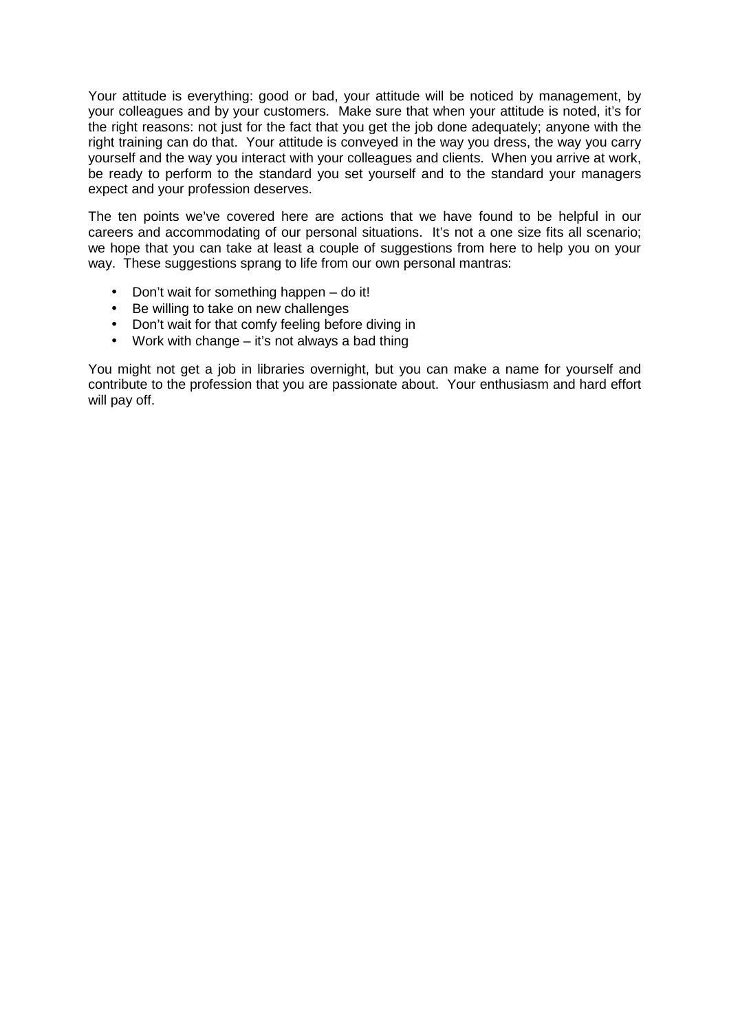Your attitude is everything: good or bad, your attitude will be noticed by management, by your colleagues and by your customers. Make sure that when your attitude is noted, it's for the right reasons: not just for the fact that you get the job done adequately; anyone with the right training can do that. Your attitude is conveyed in the way you dress, the way you carry yourself and the way you interact with your colleagues and clients. When you arrive at work, be ready to perform to the standard you set yourself and to the standard your managers expect and your profession deserves.

The ten points we've covered here are actions that we have found to be helpful in our careers and accommodating of our personal situations. It's not a one size fits all scenario; we hope that you can take at least a couple of suggestions from here to help you on your way. These suggestions sprang to life from our own personal mantras:

- Don't wait for something happen – do it!
- Be willing to take on new challenges
- Don't wait for that comfy feeling before diving in
- Work with change – it's not always a bad thing

You might not get a job in libraries overnight, but you can make a name for yourself and contribute to the profession that you are passionate about. Your enthusiasm and hard effort will pay off.